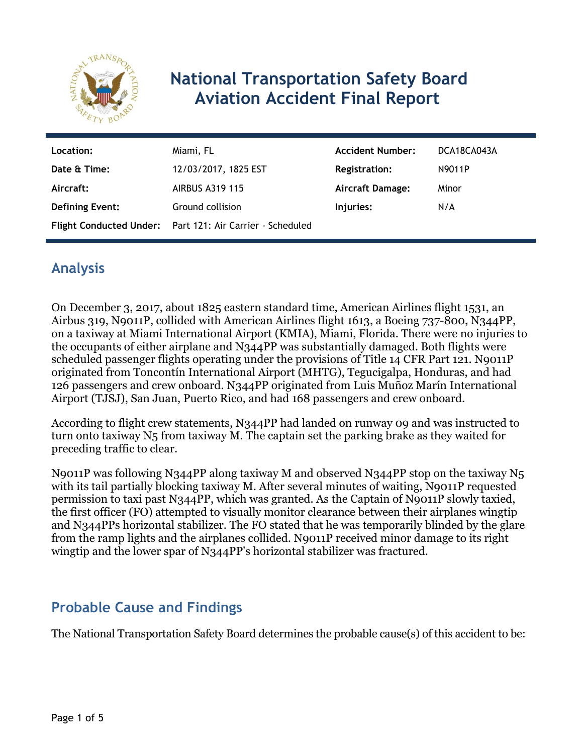# National Transportation Safety Board Aviation Accident Final Report

| Location: | Miami, FL | Accident Number: | DCA18CA043A |
|---|---|---|---|
| Date & Time: | 12/03/2017, 1825 EST | Registration: | N9011P |
| Aircraft: | AIRBUS A319 115 | Aircraft Damage: | Minor |
| Defining Event: | Ground collision | Injuries: | N/A |
| Flight Conducted Under: | Part 121: Air Carrier - Scheduled | | |

## Analysis

On December 3, 2017, about 1825 eastern standard time, American Airlines flight 1531, an Airbus 319, N9011P, collided with American Airlines flight 1613, a Boeing 737-800, N344PP, on a taxiway at Miami International Airport (KMIA), Miami, Florida. There were no injuries to the occupants of either airplane and N344PP was substantially damaged. Both flights were scheduled passenger flights operating under the provisions of Title 14 CFR Part 121. N9011P originated from Toncontín International Airport (MHTG), Tegucigalpa, Honduras, and had 126 passengers and crew onboard. N344PP originated from Luis Muñoz Marín International Airport (TJSJ), San Juan, Puerto Rico, and had 168 passengers and crew onboard.

According to flight crew statements, N344PP had landed on runway 09 and was instructed to turn onto taxiway N5 from taxiway M. The captain set the parking brake as they waited for preceding traffic to clear.

N9011P was following N344PP along taxiway M and observed N344PP stop on the taxiway N5 with its tail partially blocking taxiway M. After several minutes of waiting, N9011P requested permission to taxi past N344PP, which was granted. As the Captain of N9011P slowly taxied, the first officer (FO) attempted to visually monitor clearance between their airplanes wingtip and N344PPs horizontal stabilizer. The FO stated that he was temporarily blinded by the glare from the ramp lights and the airplanes collided. N9011P received minor damage to its right wingtip and the lower spar of N344PP's horizontal stabilizer was fractured.

## Probable Cause and Findings

The National Transportation Safety Board determines the probable cause(s) of this accident to be: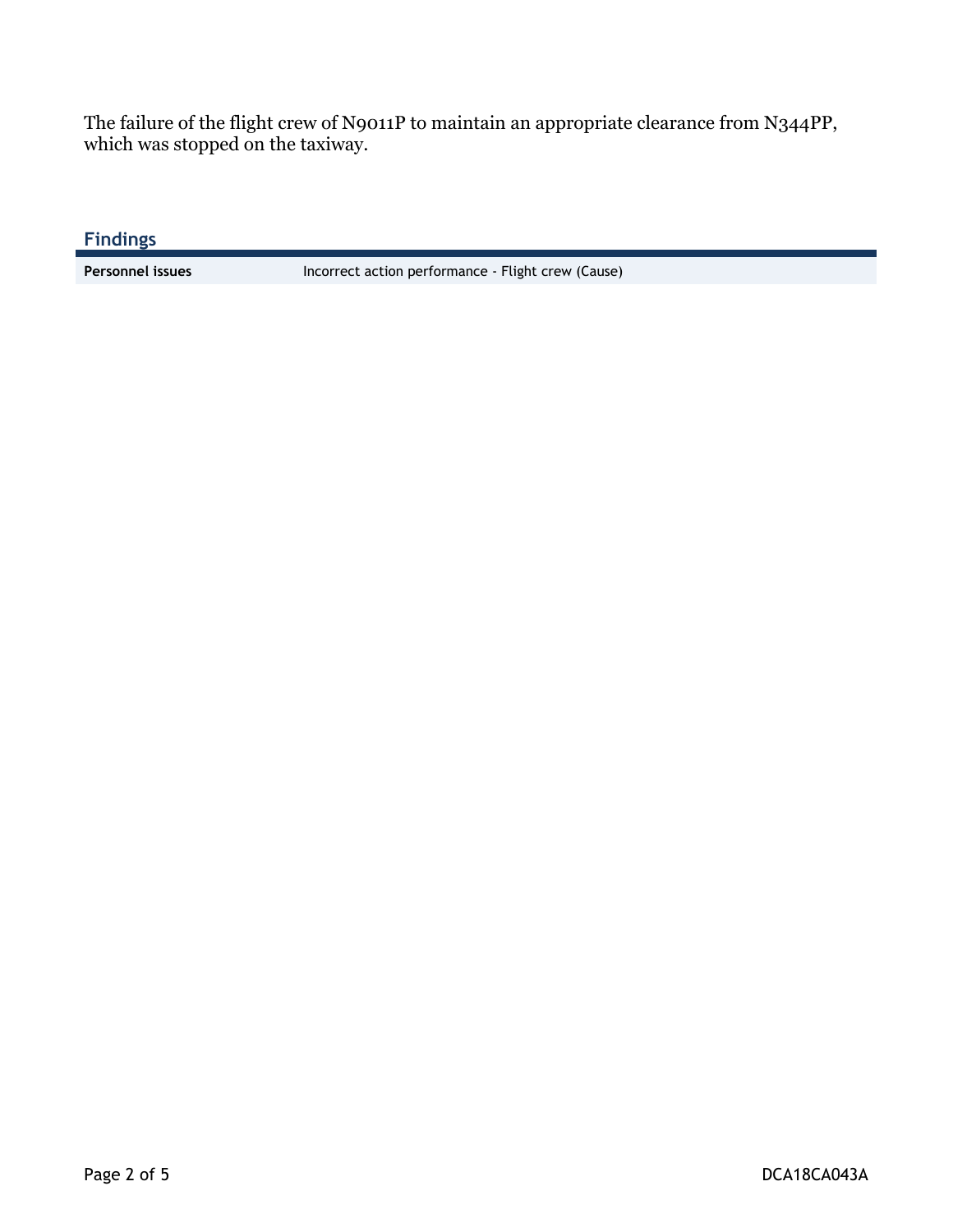The failure of the flight crew of N9011P to maintain an appropriate clearance from N344PP, which was stopped on the taxiway.

## Findings

| | |
|---|---|
| **Personnel issues** | Incorrect action performance - Flight crew (Cause) |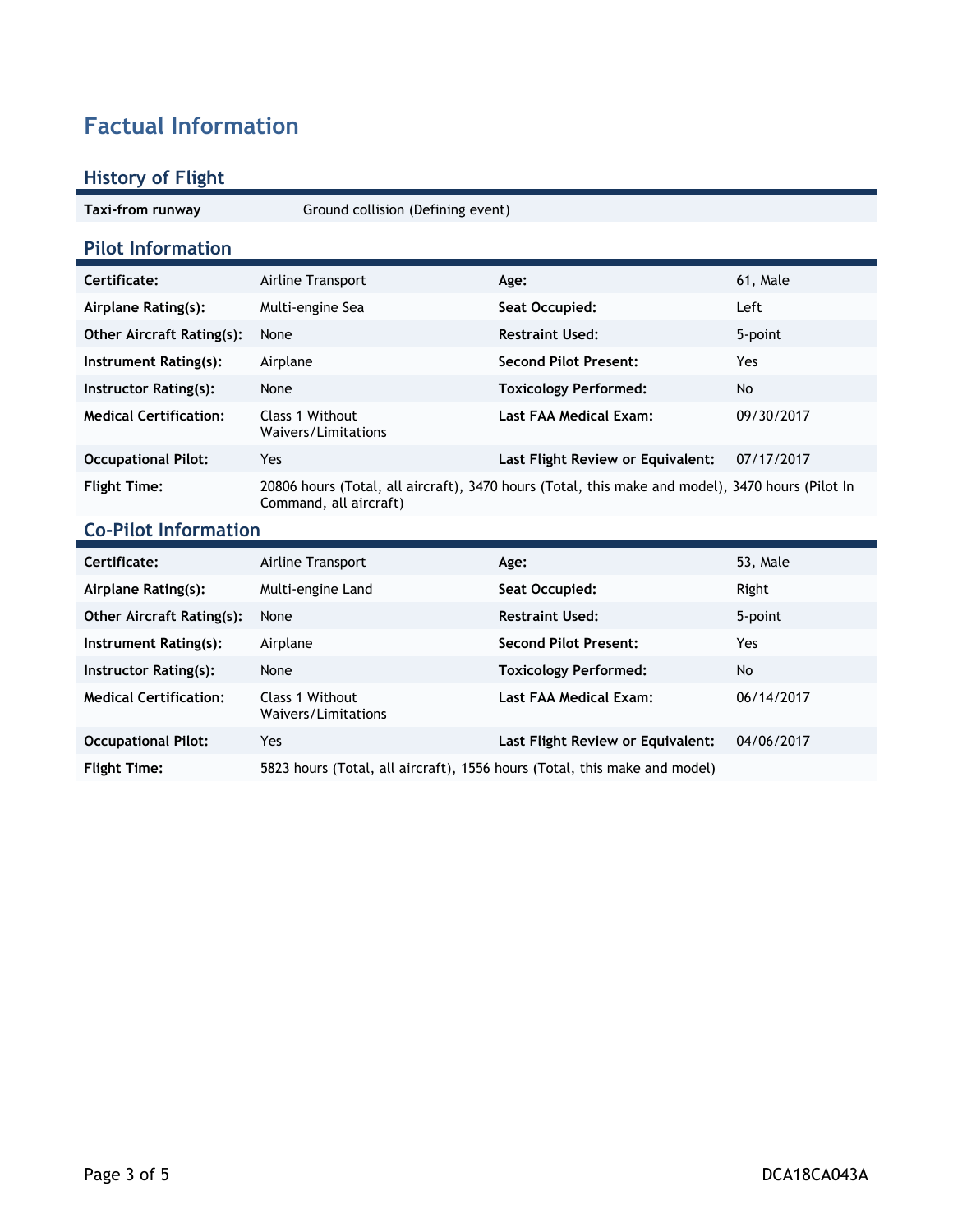# Factual Information

## History of Flight

| | |
|---|---|
| **Taxi-from runway** | Ground collision (Defining event) |

## Pilot Information

| | | | |
|---|---|---|---|
| **Certificate:** | Airline Transport | **Age:** | 61, Male |
| **Airplane Rating(s):** | Multi-engine Sea | **Seat Occupied:** | Left |
| **Other Aircraft Rating(s):** | None | **Restraint Used:** | 5-point |
| **Instrument Rating(s):** | Airplane | **Second Pilot Present:** | Yes |
| **Instructor Rating(s):** | None | **Toxicology Performed:** | No |
| **Medical Certification:** | Class 1 Without Waivers/Limitations | **Last FAA Medical Exam:** | 09/30/2017 |
| **Occupational Pilot:** | Yes | **Last Flight Review or Equivalent:** | 07/17/2017 |
| **Flight Time:** | 20806 hours (Total, all aircraft), 3470 hours (Total, this make and model), 3470 hours (Pilot In Command, all aircraft) | | |

## Co-Pilot Information

| | | | |
|---|---|---|---|
| **Certificate:** | Airline Transport | **Age:** | 53, Male |
| **Airplane Rating(s):** | Multi-engine Land | **Seat Occupied:** | Right |
| **Other Aircraft Rating(s):** | None | **Restraint Used:** | 5-point |
| **Instrument Rating(s):** | Airplane | **Second Pilot Present:** | Yes |
| **Instructor Rating(s):** | None | **Toxicology Performed:** | No |
| **Medical Certification:** | Class 1 Without Waivers/Limitations | **Last FAA Medical Exam:** | 06/14/2017 |
| **Occupational Pilot:** | Yes | **Last Flight Review or Equivalent:** | 04/06/2017 |
| **Flight Time:** | 5823 hours (Total, all aircraft), 1556 hours (Total, this make and model) | | |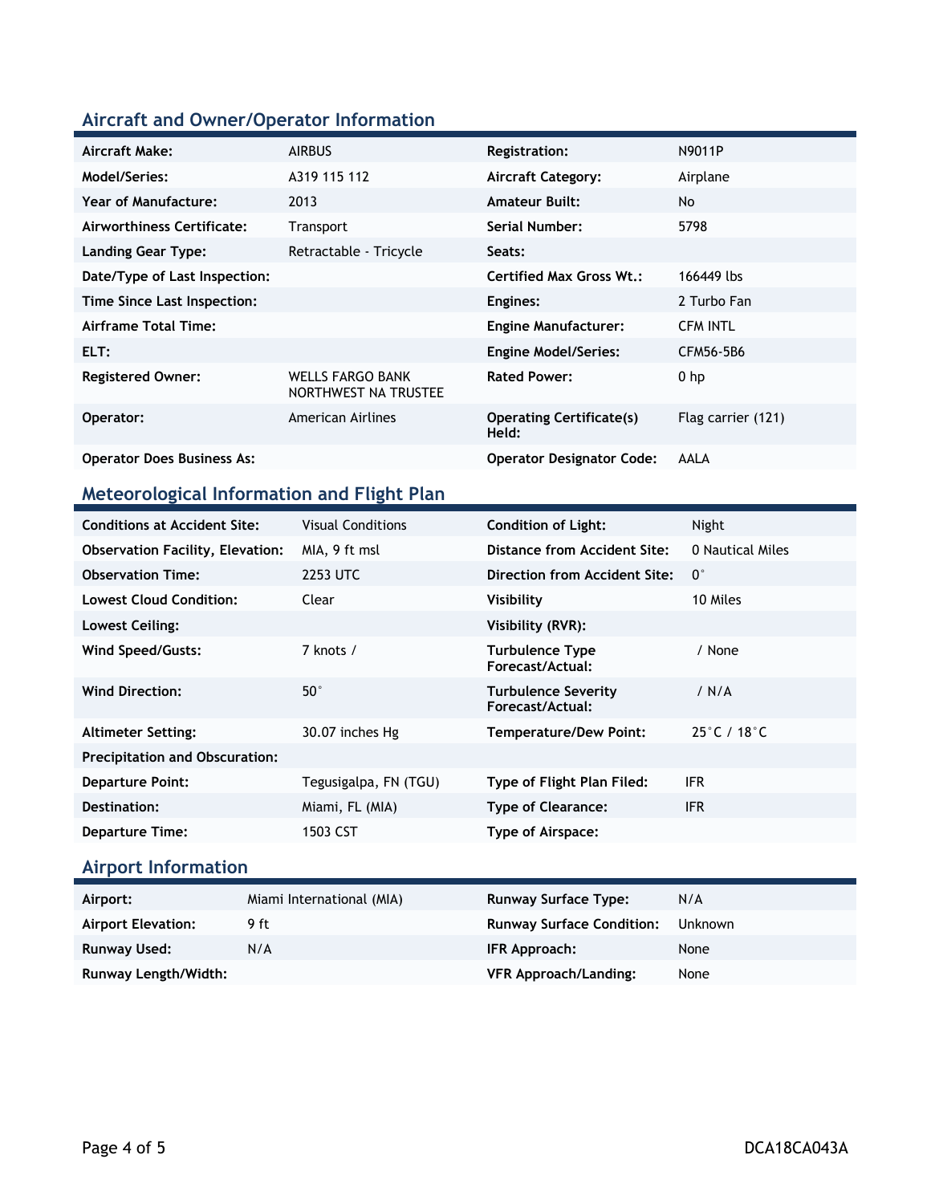## Aircraft and Owner/Operator Information

| | | | |
|---|---|---|---|
| **Aircraft Make:** | AIRBUS | **Registration:** | N9011P |
| **Model/Series:** | A319 115 112 | **Aircraft Category:** | Airplane |
| **Year of Manufacture:** | 2013 | **Amateur Built:** | No |
| **Airworthiness Certificate:** | Transport | **Serial Number:** | 5798 |
| **Landing Gear Type:** | Retractable - Tricycle | **Seats:** | |
| **Date/Type of Last Inspection:** | | **Certified Max Gross Wt.:** | 166449 lbs |
| **Time Since Last Inspection:** | | **Engines:** | 2 Turbo Fan |
| **Airframe Total Time:** | | **Engine Manufacturer:** | CFM INTL |
| **ELT:** | | **Engine Model/Series:** | CFM56-5B6 |
| **Registered Owner:** | WELLS FARGO BANK NORTHWEST NA TRUSTEE | **Rated Power:** | 0 hp |
| **Operator:** | American Airlines | **Operating Certificate(s) Held:** | Flag carrier (121) |
| **Operator Does Business As:** | | **Operator Designator Code:** | AALA |

## Meteorological Information and Flight Plan

| | | | |
|---|---|---|---|
| **Conditions at Accident Site:** | Visual Conditions | **Condition of Light:** | Night |
| **Observation Facility, Elevation:** | MIA, 9 ft msl | **Distance from Accident Site:** | 0 Nautical Miles |
| **Observation Time:** | 2253 UTC | **Direction from Accident Site:** | 0° |
| **Lowest Cloud Condition:** | Clear | **Visibility** | 10 Miles |
| **Lowest Ceiling:** | | **Visibility (RVR):** | |
| **Wind Speed/Gusts:** | 7 knots / | **Turbulence Type Forecast/Actual:** | / None |
| **Wind Direction:** | 50° | **Turbulence Severity Forecast/Actual:** | / N/A |
| **Altimeter Setting:** | 30.07 inches Hg | **Temperature/Dew Point:** | 25°C / 18°C |
| **Precipitation and Obscuration:** | | | |
| **Departure Point:** | Tegusigalpa, FN (TGU) | **Type of Flight Plan Filed:** | IFR |
| **Destination:** | Miami, FL (MIA) | **Type of Clearance:** | IFR |
| **Departure Time:** | 1503 CST | **Type of Airspace:** | |

## Airport Information

| | | | |
|---|---|---|---|
| **Airport:** | Miami International (MIA) | **Runway Surface Type:** | N/A |
| **Airport Elevation:** | 9 ft | **Runway Surface Condition:** | Unknown |
| **Runway Used:** | N/A | **IFR Approach:** | None |
| **Runway Length/Width:** | | **VFR Approach/Landing:** | None |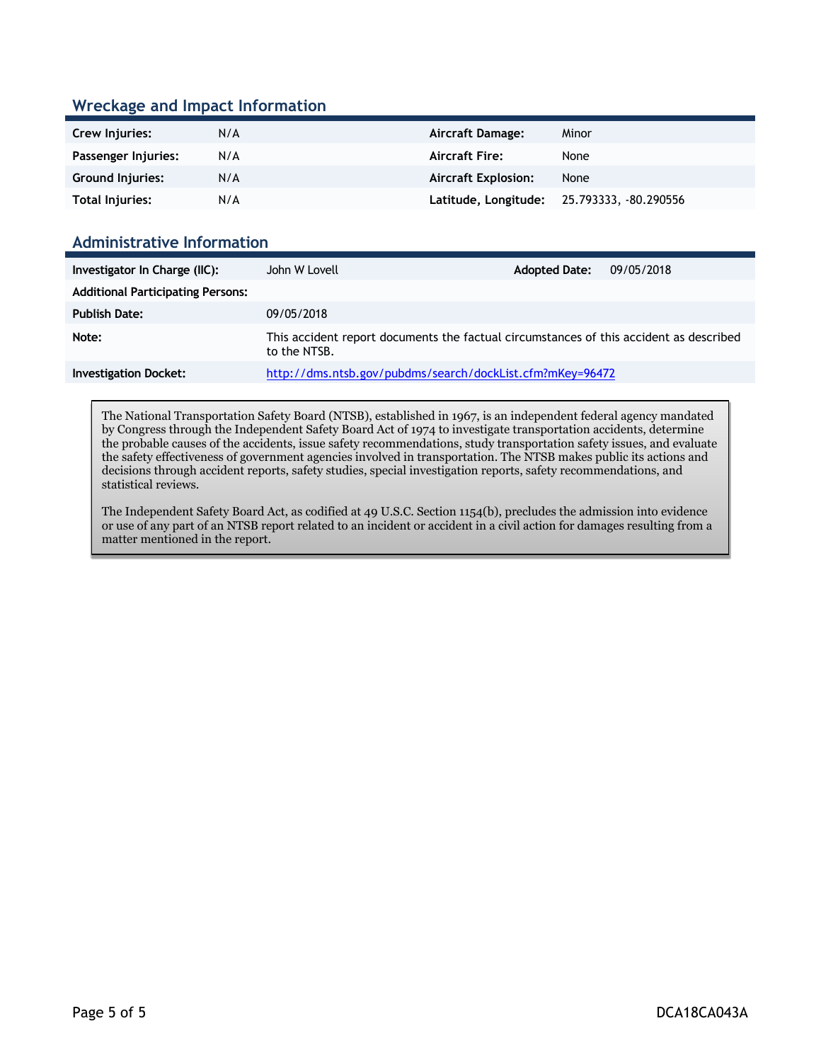## Wreckage and Impact Information

| | | | |
|---|---|---|---|
| **Crew Injuries:** | N/A | **Aircraft Damage:** | Minor |
| **Passenger Injuries:** | N/A | **Aircraft Fire:** | None |
| **Ground Injuries:** | N/A | **Aircraft Explosion:** | None |
| **Total Injuries:** | N/A | **Latitude, Longitude:** | 25.793333, -80.290556 |

## Administrative Information

| | | | |
|---|---|---|---|
| **Investigator In Charge (IIC):** | John W Lovell | **Adopted Date:** | 09/05/2018 |
| **Additional Participating Persons:** | | | |
| **Publish Date:** | 09/05/2018 | | |
| **Note:** | This accident report documents the factual circumstances of this accident as described to the NTSB. | | |
| **Investigation Docket:** | http://dms.ntsb.gov/pubdms/search/dockList.cfm?mKey=96472 | | |

The National Transportation Safety Board (NTSB), established in 1967, is an independent federal agency mandated by Congress through the Independent Safety Board Act of 1974 to investigate transportation accidents, determine the probable causes of the accidents, issue safety recommendations, study transportation safety issues, and evaluate the safety effectiveness of government agencies involved in transportation. The NTSB makes public its actions and decisions through accident reports, safety studies, special investigation reports, safety recommendations, and statistical reviews.

The Independent Safety Board Act, as codified at 49 U.S.C. Section 1154(b), precludes the admission into evidence or use of any part of an NTSB report related to an incident or accident in a civil action for damages resulting from a matter mentioned in the report.